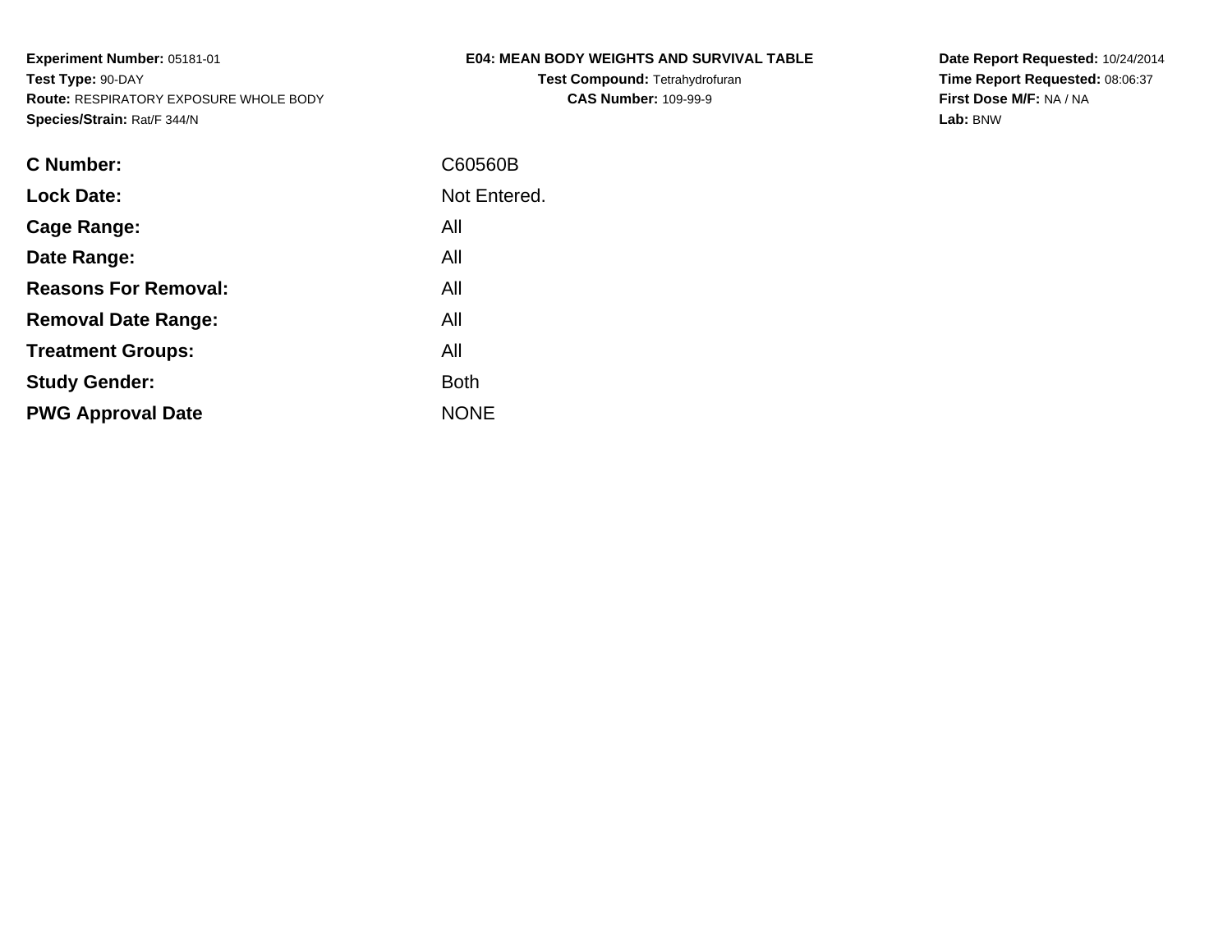**Experiment Number:** 05181-01
**Test Type:** 90-DAY
**Route:** RESPIRATORY EXPOSURE WHOLE BODY
**Species/Strain:** Rat/F 344/N

**E04: MEAN BODY WEIGHTS AND SURVIVAL TABLE**
**Test Compound:** Tetrahydrofuran
**CAS Number:** 109-99-9

**Date Report Requested:** 10/24/2014
**Time Report Requested:** 08:06:37
**First Dose M/F:** NA / NA
**Lab:** BNW

| | |
|---|---|
| **C Number:** | C60560B |
| **Lock Date:** | Not Entered. |
| **Cage Range:** | All |
| **Date Range:** | All |
| **Reasons For Removal:** | All |
| **Removal Date Range:** | All |
| **Treatment Groups:** | All |
| **Study Gender:** | Both |
| **PWG Approval Date** | NONE |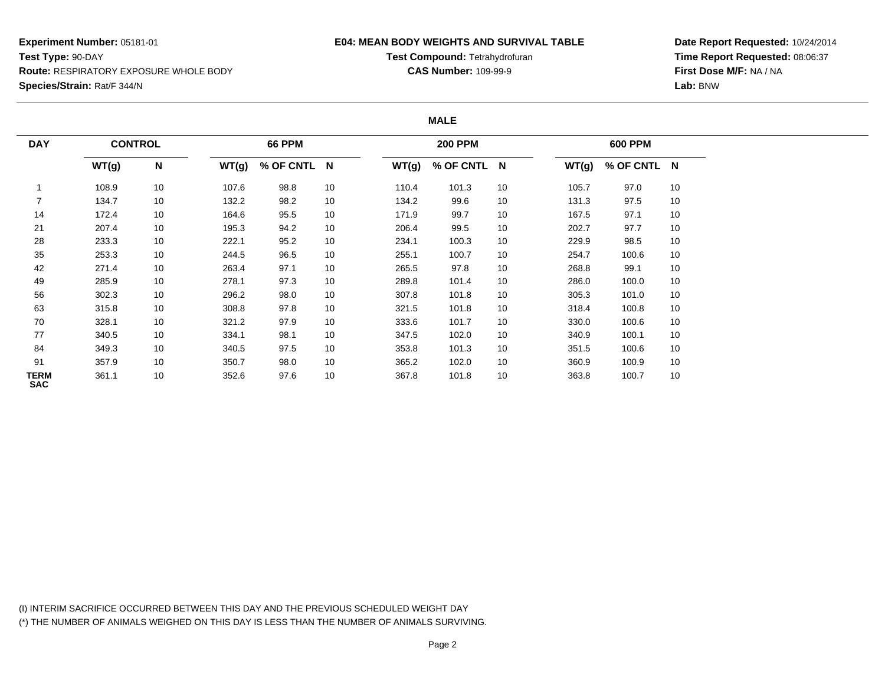**Experiment Number:** 05181-01
**Test Type:** 90-DAY
**Route:** RESPIRATORY EXPOSURE WHOLE BODY
**Species/Strain:** Rat/F 344/N

**E04: MEAN BODY WEIGHTS AND SURVIVAL TABLE**
**Test Compound:** Tetrahydrofuran
**CAS Number:** 109-99-9

**Date Report Requested:** 10/24/2014
**Time Report Requested:** 08:06:37
**First Dose M/F:** NA / NA
**Lab:** BNW

**MALE**

| DAY | CONTROL | | 66 PPM | | | 200 PPM | | | 600 PPM | | |
|---|---|---|---|---|---|---|---|---|---|---|---|
| | WT(g) | N | WT(g) | % OF CNTL | N | WT(g) | % OF CNTL | N | WT(g) | % OF CNTL | N |
| 1 | 108.9 | 10 | 107.6 | 98.8 | 10 | 110.4 | 101.3 | 10 | 105.7 | 97.0 | 10 |
| 7 | 134.7 | 10 | 132.2 | 98.2 | 10 | 134.2 | 99.6 | 10 | 131.3 | 97.5 | 10 |
| 14 | 172.4 | 10 | 164.6 | 95.5 | 10 | 171.9 | 99.7 | 10 | 167.5 | 97.1 | 10 |
| 21 | 207.4 | 10 | 195.3 | 94.2 | 10 | 206.4 | 99.5 | 10 | 202.7 | 97.7 | 10 |
| 28 | 233.3 | 10 | 222.1 | 95.2 | 10 | 234.1 | 100.3 | 10 | 229.9 | 98.5 | 10 |
| 35 | 253.3 | 10 | 244.5 | 96.5 | 10 | 255.1 | 100.7 | 10 | 254.7 | 100.6 | 10 |
| 42 | 271.4 | 10 | 263.4 | 97.1 | 10 | 265.5 | 97.8 | 10 | 268.8 | 99.1 | 10 |
| 49 | 285.9 | 10 | 278.1 | 97.3 | 10 | 289.8 | 101.4 | 10 | 286.0 | 100.0 | 10 |
| 56 | 302.3 | 10 | 296.2 | 98.0 | 10 | 307.8 | 101.8 | 10 | 305.3 | 101.0 | 10 |
| 63 | 315.8 | 10 | 308.8 | 97.8 | 10 | 321.5 | 101.8 | 10 | 318.4 | 100.8 | 10 |
| 70 | 328.1 | 10 | 321.2 | 97.9 | 10 | 333.6 | 101.7 | 10 | 330.0 | 100.6 | 10 |
| 77 | 340.5 | 10 | 334.1 | 98.1 | 10 | 347.5 | 102.0 | 10 | 340.9 | 100.1 | 10 |
| 84 | 349.3 | 10 | 340.5 | 97.5 | 10 | 353.8 | 101.3 | 10 | 351.5 | 100.6 | 10 |
| 91 | 357.9 | 10 | 350.7 | 98.0 | 10 | 365.2 | 102.0 | 10 | 360.9 | 100.9 | 10 |
| TERM SAC | 361.1 | 10 | 352.6 | 97.6 | 10 | 367.8 | 101.8 | 10 | 363.8 | 100.7 | 10 |

(I) INTERIM SACRIFICE OCCURRED BETWEEN THIS DAY AND THE PREVIOUS SCHEDULED WEIGHT DAY
(*) THE NUMBER OF ANIMALS WEIGHED ON THIS DAY IS LESS THAN THE NUMBER OF ANIMALS SURVIVING.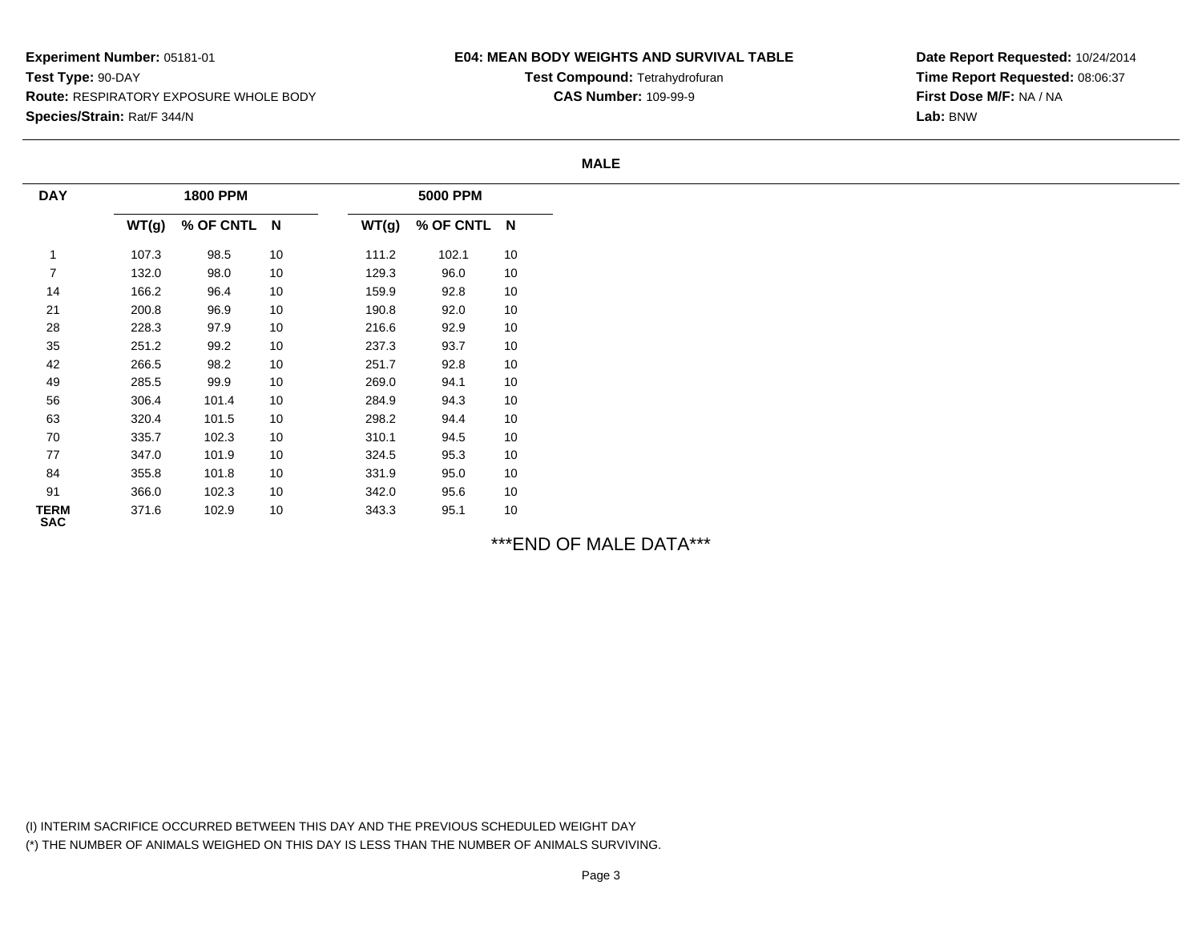**Experiment Number:** 05181-01
**Test Type:** 90-DAY
**Route:** RESPIRATORY EXPOSURE WHOLE BODY
**Species/Strain:** Rat/F 344/N

**E04: MEAN BODY WEIGHTS AND SURVIVAL TABLE**
**Test Compound:** Tetrahydrofuran
**CAS Number:** 109-99-9

**Date Report Requested:** 10/24/2014
**Time Report Requested:** 08:06:37
**First Dose M/F:** NA / NA
**Lab:** BNW

**MALE**

| DAY | 1800 PPM | | | 5000 PPM | | |
|---|---|---|---|---|---|---|
| | WT(g) | % OF CNTL | N | WT(g) | % OF CNTL | N |
| 1 | 107.3 | 98.5 | 10 | 111.2 | 102.1 | 10 |
| 7 | 132.0 | 98.0 | 10 | 129.3 | 96.0 | 10 |
| 14 | 166.2 | 96.4 | 10 | 159.9 | 92.8 | 10 |
| 21 | 200.8 | 96.9 | 10 | 190.8 | 92.0 | 10 |
| 28 | 228.3 | 97.9 | 10 | 216.6 | 92.9 | 10 |
| 35 | 251.2 | 99.2 | 10 | 237.3 | 93.7 | 10 |
| 42 | 266.5 | 98.2 | 10 | 251.7 | 92.8 | 10 |
| 49 | 285.5 | 99.9 | 10 | 269.0 | 94.1 | 10 |
| 56 | 306.4 | 101.4 | 10 | 284.9 | 94.3 | 10 |
| 63 | 320.4 | 101.5 | 10 | 298.2 | 94.4 | 10 |
| 70 | 335.7 | 102.3 | 10 | 310.1 | 94.5 | 10 |
| 77 | 347.0 | 101.9 | 10 | 324.5 | 95.3 | 10 |
| 84 | 355.8 | 101.8 | 10 | 331.9 | 95.0 | 10 |
| 91 | 366.0 | 102.3 | 10 | 342.0 | 95.6 | 10 |
| TERM SAC | 371.6 | 102.9 | 10 | 343.3 | 95.1 | 10 |

***END OF MALE DATA***

(I) INTERIM SACRIFICE OCCURRED BETWEEN THIS DAY AND THE PREVIOUS SCHEDULED WEIGHT DAY
(*) THE NUMBER OF ANIMALS WEIGHED ON THIS DAY IS LESS THAN THE NUMBER OF ANIMALS SURVIVING.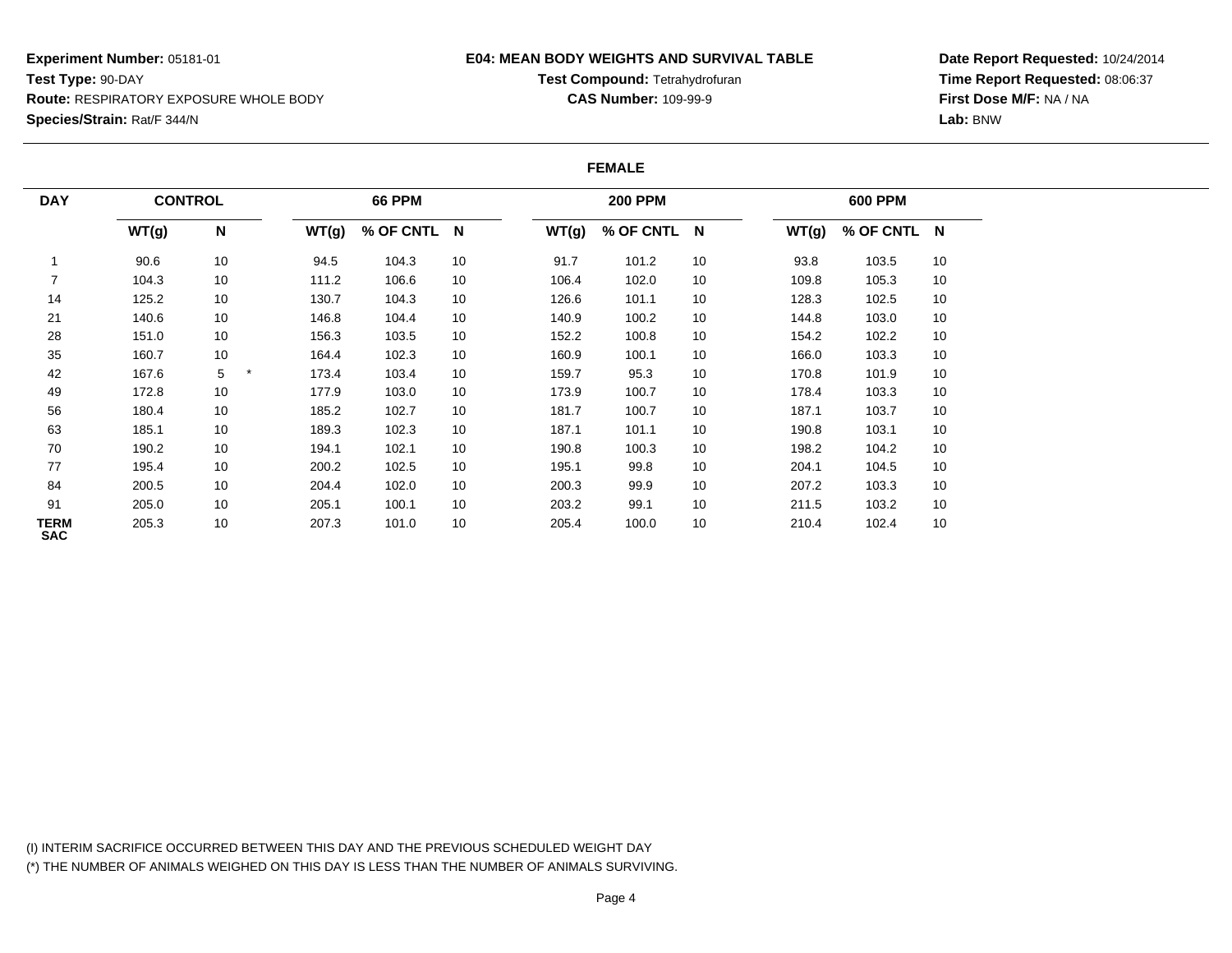**Experiment Number:** 05181-01
**Test Type:** 90-DAY
**Route:** RESPIRATORY EXPOSURE WHOLE BODY
**Species/Strain:** Rat/F 344/N

**E04: MEAN BODY WEIGHTS AND SURVIVAL TABLE**
**Test Compound:** Tetrahydrofuran
**CAS Number:** 109-99-9

**Date Report Requested:** 10/24/2014
**Time Report Requested:** 08:06:37
**First Dose M/F:** NA / NA
**Lab:** BNW

**FEMALE**

| DAY | CONTROL | | 66 PPM | | | 200 PPM | | | 600 PPM | | |
|---|---|---|---|---|---|---|---|---|---|---|---|
| | WT(g) | N | WT(g) | % OF CNTL | N | WT(g) | % OF CNTL | N | WT(g) | % OF CNTL | N |
| 1 | 90.6 | 10 | 94.5 | 104.3 | 10 | 91.7 | 101.2 | 10 | 93.8 | 103.5 | 10 |
| 7 | 104.3 | 10 | 111.2 | 106.6 | 10 | 106.4 | 102.0 | 10 | 109.8 | 105.3 | 10 |
| 14 | 125.2 | 10 | 130.7 | 104.3 | 10 | 126.6 | 101.1 | 10 | 128.3 | 102.5 | 10 |
| 21 | 140.6 | 10 | 146.8 | 104.4 | 10 | 140.9 | 100.2 | 10 | 144.8 | 103.0 | 10 |
| 28 | 151.0 | 10 | 156.3 | 103.5 | 10 | 152.2 | 100.8 | 10 | 154.2 | 102.2 | 10 |
| 35 | 160.7 | 10 | 164.4 | 102.3 | 10 | 160.9 | 100.1 | 10 | 166.0 | 103.3 | 10 |
| 42 | 167.6 | 5 * | 173.4 | 103.4 | 10 | 159.7 | 95.3 | 10 | 170.8 | 101.9 | 10 |
| 49 | 172.8 | 10 | 177.9 | 103.0 | 10 | 173.9 | 100.7 | 10 | 178.4 | 103.3 | 10 |
| 56 | 180.4 | 10 | 185.2 | 102.7 | 10 | 181.7 | 100.7 | 10 | 187.1 | 103.7 | 10 |
| 63 | 185.1 | 10 | 189.3 | 102.3 | 10 | 187.1 | 101.1 | 10 | 190.8 | 103.1 | 10 |
| 70 | 190.2 | 10 | 194.1 | 102.1 | 10 | 190.8 | 100.3 | 10 | 198.2 | 104.2 | 10 |
| 77 | 195.4 | 10 | 200.2 | 102.5 | 10 | 195.1 | 99.8 | 10 | 204.1 | 104.5 | 10 |
| 84 | 200.5 | 10 | 204.4 | 102.0 | 10 | 200.3 | 99.9 | 10 | 207.2 | 103.3 | 10 |
| 91 | 205.0 | 10 | 205.1 | 100.1 | 10 | 203.2 | 99.1 | 10 | 211.5 | 103.2 | 10 |
| TERM SAC | 205.3 | 10 | 207.3 | 101.0 | 10 | 205.4 | 100.0 | 10 | 210.4 | 102.4 | 10 |

(I) INTERIM SACRIFICE OCCURRED BETWEEN THIS DAY AND THE PREVIOUS SCHEDULED WEIGHT DAY
(*) THE NUMBER OF ANIMALS WEIGHED ON THIS DAY IS LESS THAN THE NUMBER OF ANIMALS SURVIVING.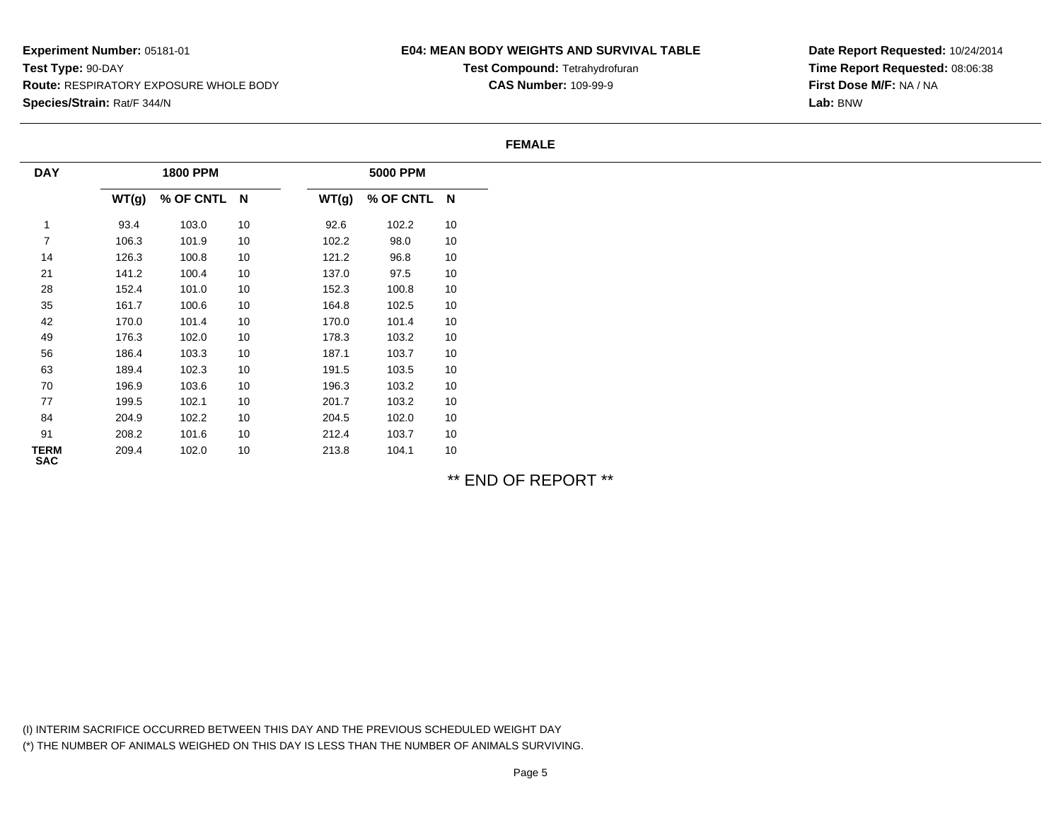**Experiment Number:** 05181-01
**Test Type:** 90-DAY
**Route:** RESPIRATORY EXPOSURE WHOLE BODY
**Species/Strain:** Rat/F 344/N

**E04: MEAN BODY WEIGHTS AND SURVIVAL TABLE**
**Test Compound:** Tetrahydrofuran
**CAS Number:** 109-99-9

**Date Report Requested:** 10/24/2014
**Time Report Requested:** 08:06:38
**First Dose M/F:** NA / NA
**Lab:** BNW

**FEMALE**

| DAY | 1800 PPM | | | 5000 PPM | | |
|---|---|---|---|---|---|---|
| | WT(g) | % OF CNTL | N | WT(g) | % OF CNTL | N |
| 1 | 93.4 | 103.0 | 10 | 92.6 | 102.2 | 10 |
| 7 | 106.3 | 101.9 | 10 | 102.2 | 98.0 | 10 |
| 14 | 126.3 | 100.8 | 10 | 121.2 | 96.8 | 10 |
| 21 | 141.2 | 100.4 | 10 | 137.0 | 97.5 | 10 |
| 28 | 152.4 | 101.0 | 10 | 152.3 | 100.8 | 10 |
| 35 | 161.7 | 100.6 | 10 | 164.8 | 102.5 | 10 |
| 42 | 170.0 | 101.4 | 10 | 170.0 | 101.4 | 10 |
| 49 | 176.3 | 102.0 | 10 | 178.3 | 103.2 | 10 |
| 56 | 186.4 | 103.3 | 10 | 187.1 | 103.7 | 10 |
| 63 | 189.4 | 102.3 | 10 | 191.5 | 103.5 | 10 |
| 70 | 196.9 | 103.6 | 10 | 196.3 | 103.2 | 10 |
| 77 | 199.5 | 102.1 | 10 | 201.7 | 103.2 | 10 |
| 84 | 204.9 | 102.2 | 10 | 204.5 | 102.0 | 10 |
| 91 | 208.2 | 101.6 | 10 | 212.4 | 103.7 | 10 |
| TERM SAC | 209.4 | 102.0 | 10 | 213.8 | 104.1 | 10 |

** END OF REPORT **

(I) INTERIM SACRIFICE OCCURRED BETWEEN THIS DAY AND THE PREVIOUS SCHEDULED WEIGHT DAY
(*) THE NUMBER OF ANIMALS WEIGHED ON THIS DAY IS LESS THAN THE NUMBER OF ANIMALS SURVIVING.